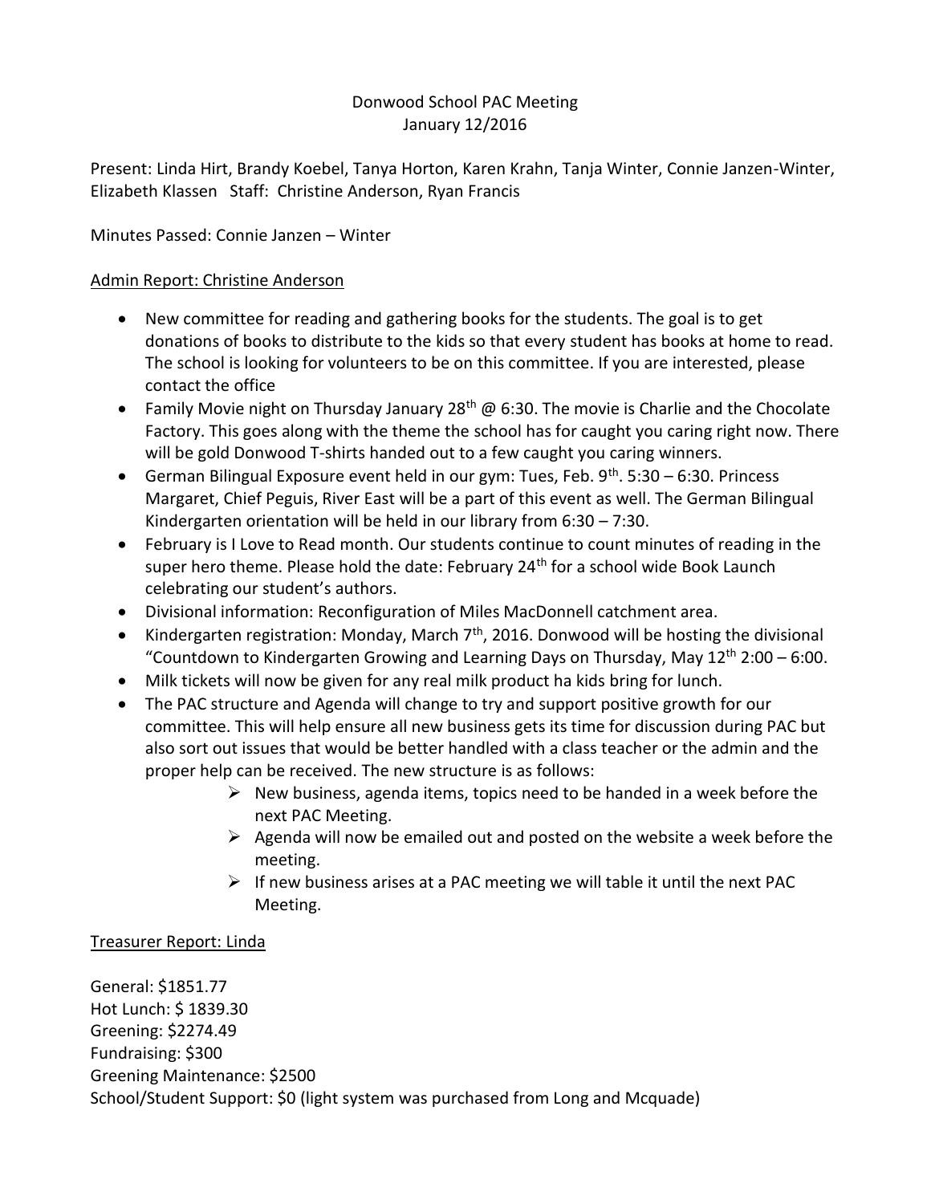Donwood School PAC Meeting
January 12/2016

Present: Linda Hirt, Brandy Koebel, Tanya Horton, Karen Krahn, Tanja Winter, Connie Janzen-Winter, Elizabeth Klassen Staff: Christine Anderson, Ryan Francis

Minutes Passed: Connie Janzen – Winter

Admin Report: Christine Anderson

- New committee for reading and gathering books for the students. The goal is to get donations of books to distribute to the kids so that every student has books at home to read. The school is looking for volunteers to be on this committee. If you are interested, please contact the office
- Family Movie night on Thursday January 28th @ 6:30. The movie is Charlie and the Chocolate Factory. This goes along with the theme the school has for caught you caring right now. There will be gold Donwood T-shirts handed out to a few caught you caring winners.
- German Bilingual Exposure event held in our gym: Tues, Feb. 9th. 5:30 – 6:30. Princess Margaret, Chief Peguis, River East will be a part of this event as well. The German Bilingual Kindergarten orientation will be held in our library from 6:30 – 7:30.
- February is I Love to Read month. Our students continue to count minutes of reading in the super hero theme. Please hold the date: February 24th for a school wide Book Launch celebrating our student's authors.
- Divisional information: Reconfiguration of Miles MacDonnell catchment area.
- Kindergarten registration: Monday, March 7th, 2016. Donwood will be hosting the divisional "Countdown to Kindergarten Growing and Learning Days on Thursday, May 12th 2:00 – 6:00.
- Milk tickets will now be given for any real milk product ha kids bring for lunch.
- The PAC structure and Agenda will change to try and support positive growth for our committee. This will help ensure all new business gets its time for discussion during PAC but also sort out issues that would be better handled with a class teacher or the admin and the proper help can be received. The new structure is as follows:
  - New business, agenda items, topics need to be handed in a week before the next PAC Meeting.
  - Agenda will now be emailed out and posted on the website a week before the meeting.
  - If new business arises at a PAC meeting we will table it until the next PAC Meeting.

Treasurer Report: Linda

General: $1851.77
Hot Lunch: $ 1839.30
Greening: $2274.49
Fundraising: $300
Greening Maintenance: $2500
School/Student Support: $0 (light system was purchased from Long and Mcquade)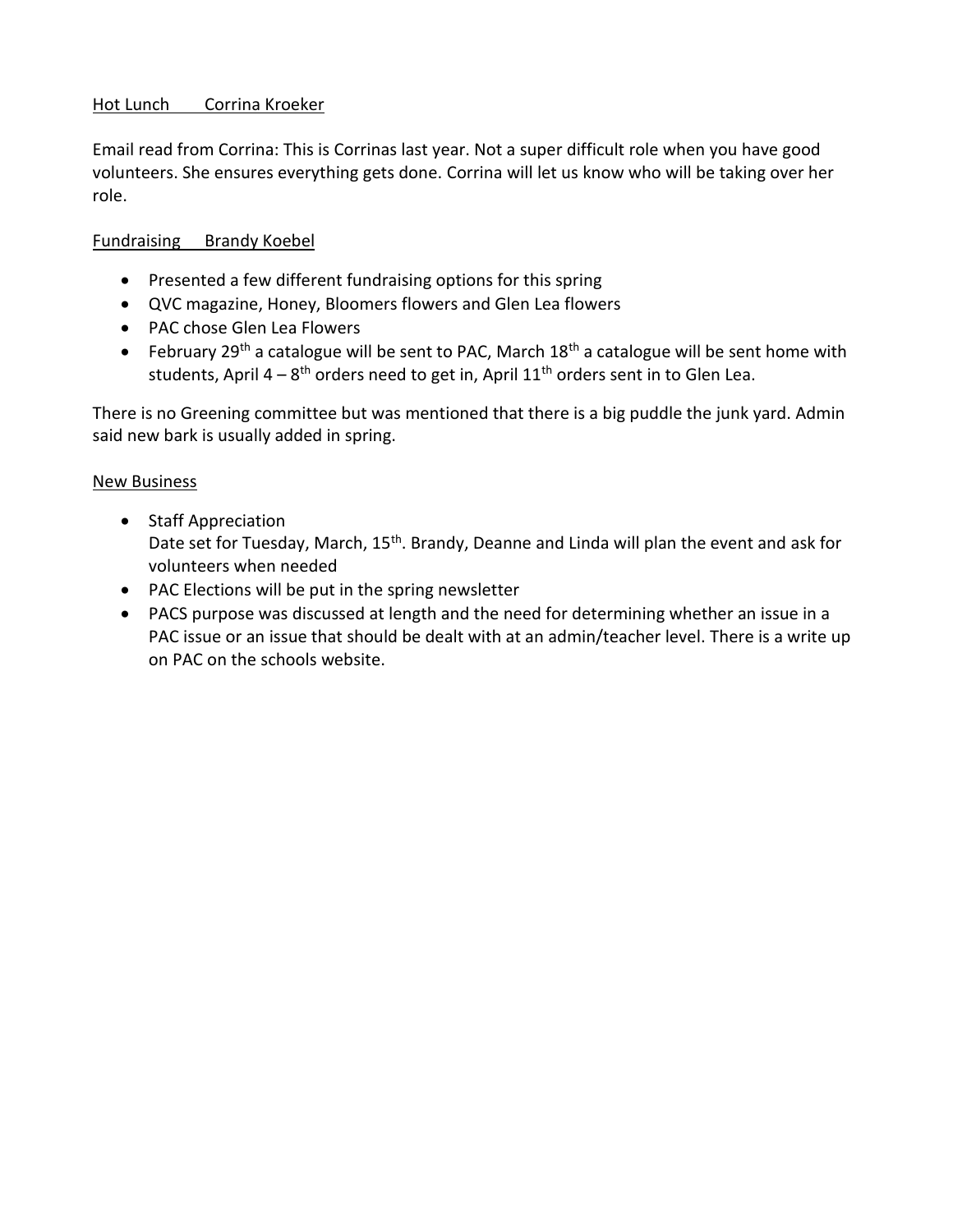Hot Lunch     Corrina Kroeker

Email read from Corrina: This is Corrinas last year. Not a super difficult role when you have good volunteers. She ensures everything gets done. Corrina will let us know who will be taking over her role.

Fundraising     Brandy Koebel

- Presented a few different fundraising options for this spring
- QVC magazine, Honey, Bloomers flowers and Glen Lea flowers
- PAC chose Glen Lea Flowers
- February 29th a catalogue will be sent to PAC, March 18th a catalogue will be sent home with students, April 4 – 8th orders need to get in, April 11th orders sent in to Glen Lea.

There is no Greening committee but was mentioned that there is a big puddle the junk yard. Admin said new bark is usually added in spring.

New Business

- Staff Appreciation
  Date set for Tuesday, March, 15th. Brandy, Deanne and Linda will plan the event and ask for volunteers when needed
- PAC Elections will be put in the spring newsletter
- PACS purpose was discussed at length and the need for determining whether an issue in a PAC issue or an issue that should be dealt with at an admin/teacher level. There is a write up on PAC on the schools website.